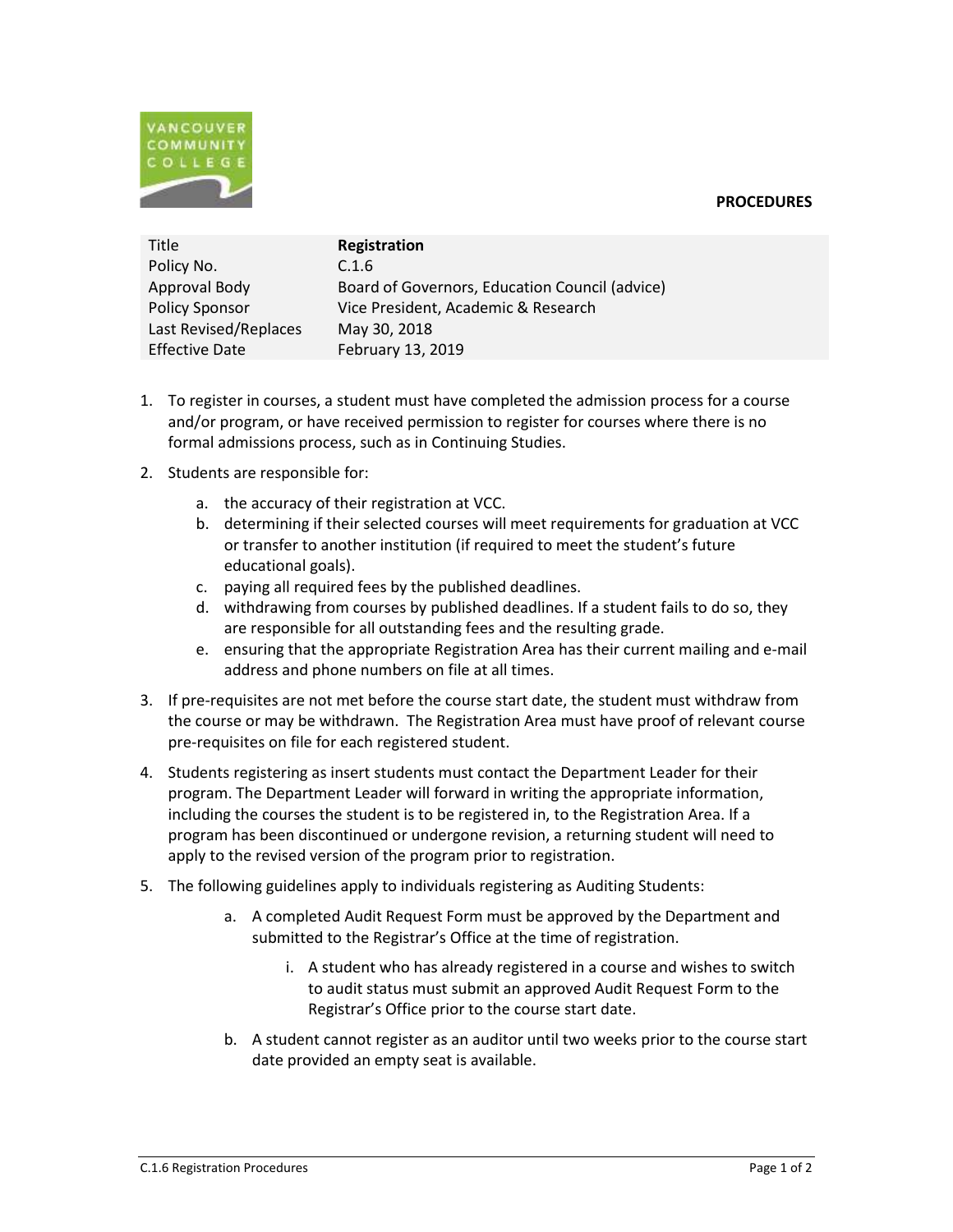**PROCEDURES**

| Title | **Registration** |
| --- | --- |
| Policy No. | C.1.6 |
| Approval Body | Board of Governors, Education Council (advice) |
| Policy Sponsor | Vice President, Academic & Research |
| Last Revised/Replaces | May 30, 2018 |
| Effective Date | February 13, 2019 |

1. To register in courses, a student must have completed the admission process for a course and/or program, or have received permission to register for courses where there is no formal admissions process, such as in Continuing Studies.

2. Students are responsible for:
    a. the accuracy of their registration at VCC.
    b. determining if their selected courses will meet requirements for graduation at VCC or transfer to another institution (if required to meet the student's future educational goals).
    c. paying all required fees by the published deadlines.
    d. withdrawing from courses by published deadlines. If a student fails to do so, they are responsible for all outstanding fees and the resulting grade.
    e. ensuring that the appropriate Registration Area has their current mailing and e-mail address and phone numbers on file at all times.

3. If pre-requisites are not met before the course start date, the student must withdraw from the course or may be withdrawn. The Registration Area must have proof of relevant course pre-requisites on file for each registered student.

4. Students registering as insert students must contact the Department Leader for their program. The Department Leader will forward in writing the appropriate information, including the courses the student is to be registered in, to the Registration Area. If a program has been discontinued or undergone revision, a returning student will need to apply to the revised version of the program prior to registration.

5. The following guidelines apply to individuals registering as Auditing Students:
    a. A completed Audit Request Form must be approved by the Department and submitted to the Registrar's Office at the time of registration.
        i. A student who has already registered in a course and wishes to switch to audit status must submit an approved Audit Request Form to the Registrar's Office prior to the course start date.
    b. A student cannot register as an auditor until two weeks prior to the course start date provided an empty seat is available.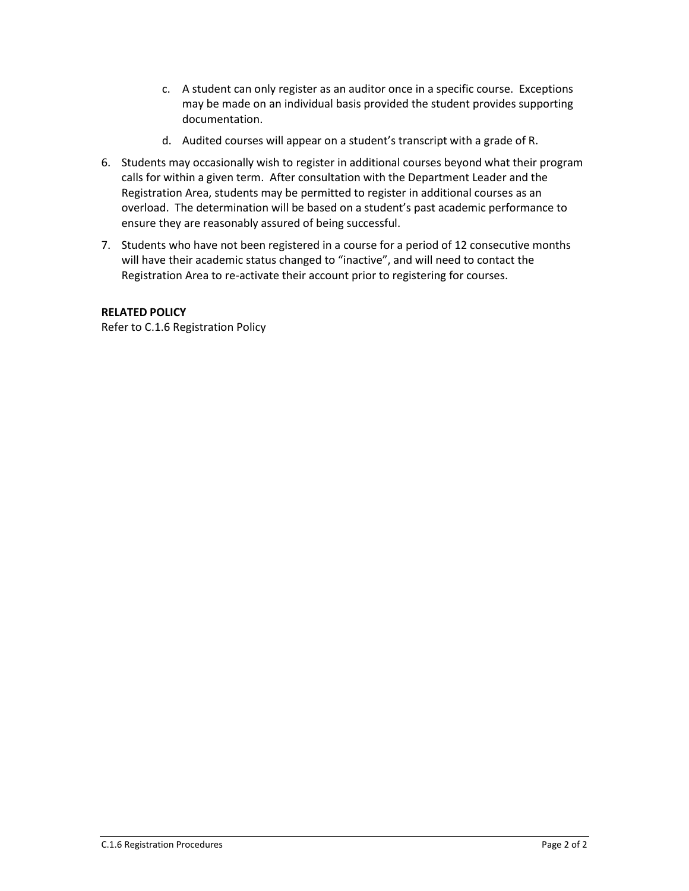c. A student can only register as an auditor once in a specific course. Exceptions may be made on an individual basis provided the student provides supporting documentation.

   d. Audited courses will appear on a student's transcript with a grade of R.

6. Students may occasionally wish to register in additional courses beyond what their program calls for within a given term. After consultation with the Department Leader and the Registration Area, students may be permitted to register in additional courses as an overload. The determination will be based on a student's past academic performance to ensure they are reasonably assured of being successful.

7. Students who have not been registered in a course for a period of 12 consecutive months will have their academic status changed to "inactive", and will need to contact the Registration Area to re-activate their account prior to registering for courses.

**RELATED POLICY**

Refer to C.1.6 Registration Policy